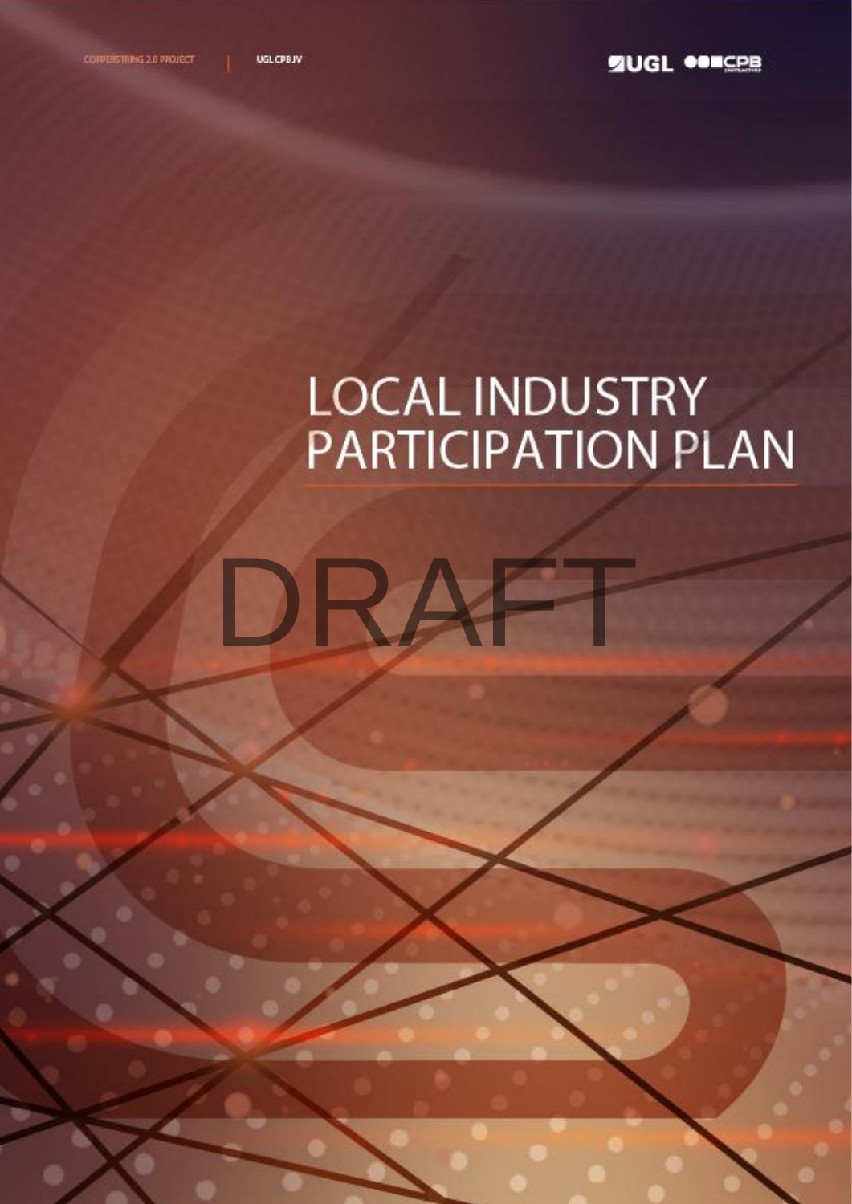COPPERSTRING 2.0 PROJECT | UGL CPB JV

UGL CPB

# LOCAL INDUSTRY PARTICIPATION PLAN

DRAFT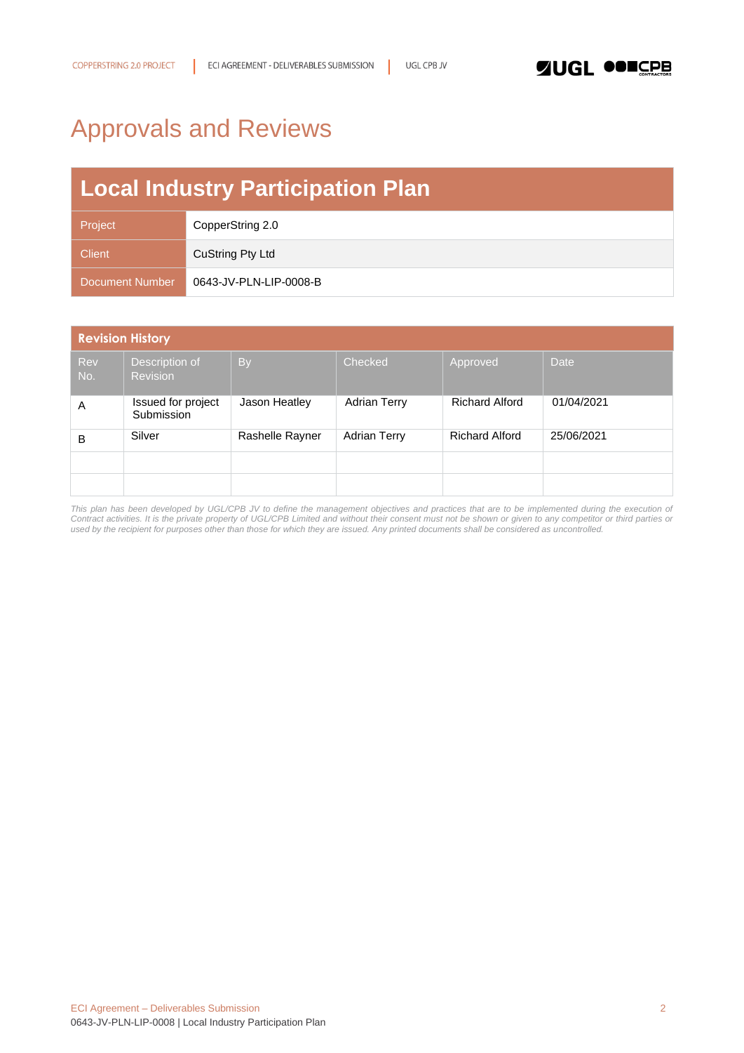# Approvals and Reviews

| Local Industry Participation Plan | |
|---|---|
| Project | CopperString 2.0 |
| Client | CuString Pty Ltd |
| Document Number | 0643-JV-PLN-LIP-0008-B |

**Revision History**

| Rev No. | Description of Revision | By | Checked | Approved | Date |
|---|---|---|---|---|---|
| A | Issued for project Submission | Jason Heatley | Adrian Terry | Richard Alford | 01/04/2021 |
| B | Silver | Rashelle Rayner | Adrian Terry | Richard Alford | 25/06/2021 |
| | | | | | |
| | | | | | |

*This plan has been developed by UGL/CPB JV to define the management objectives and practices that are to be implemented during the execution of Contract activities. It is the private property of UGL/CPB Limited and without their consent must not be shown or given to any competitor or third parties or used by the recipient for purposes other than those for which they are issued. Any printed documents shall be considered as uncontrolled.*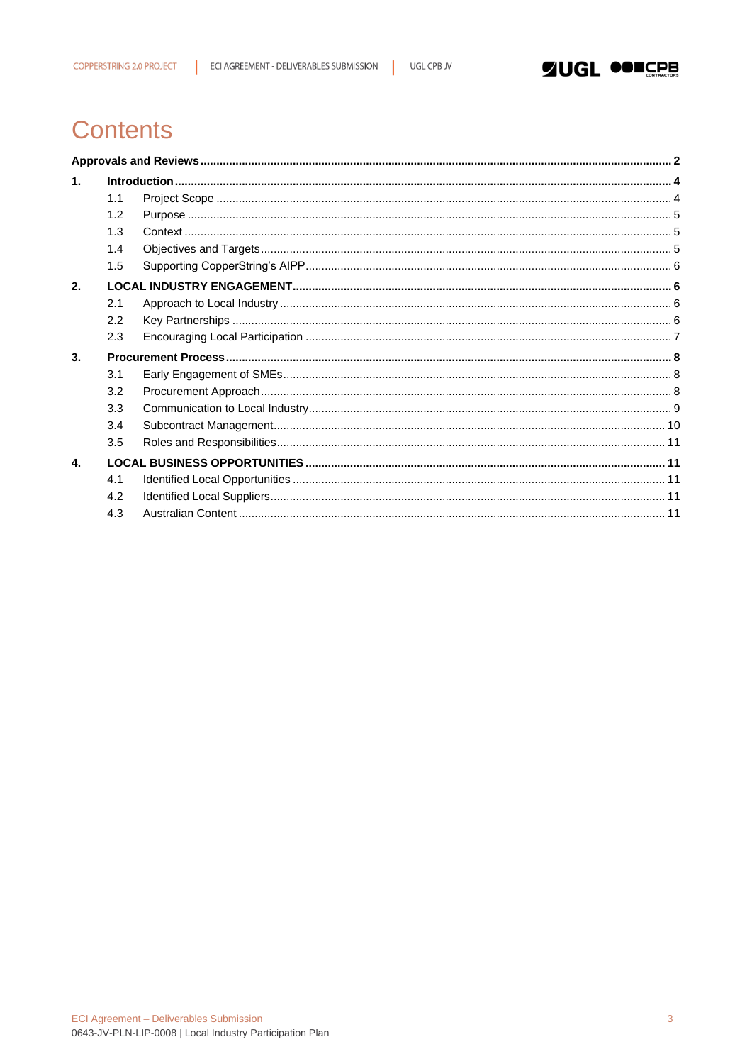# Contents

**Approvals and Reviews** .......... **2**

**1. Introduction** .......... **4**

- 1.1 Project Scope .......... 4
- 1.2 Purpose .......... 5
- 1.3 Context .......... 5
- 1.4 Objectives and Targets .......... 5
- 1.5 Supporting CopperString's AIPP .......... 6

**2. LOCAL INDUSTRY ENGAGEMENT** .......... **6**

- 2.1 Approach to Local Industry .......... 6
- 2.2 Key Partnerships .......... 6
- 2.3 Encouraging Local Participation .......... 7

**3. Procurement Process** .......... **8**

- 3.1 Early Engagement of SMEs .......... 8
- 3.2 Procurement Approach .......... 8
- 3.3 Communication to Local Industry .......... 9
- 3.4 Subcontract Management .......... 10
- 3.5 Roles and Responsibilities .......... 11

**4. LOCAL BUSINESS OPPORTUNITIES** .......... **11**

- 4.1 Identified Local Opportunities .......... 11
- 4.2 Identified Local Suppliers .......... 11
- 4.3 Australian Content .......... 11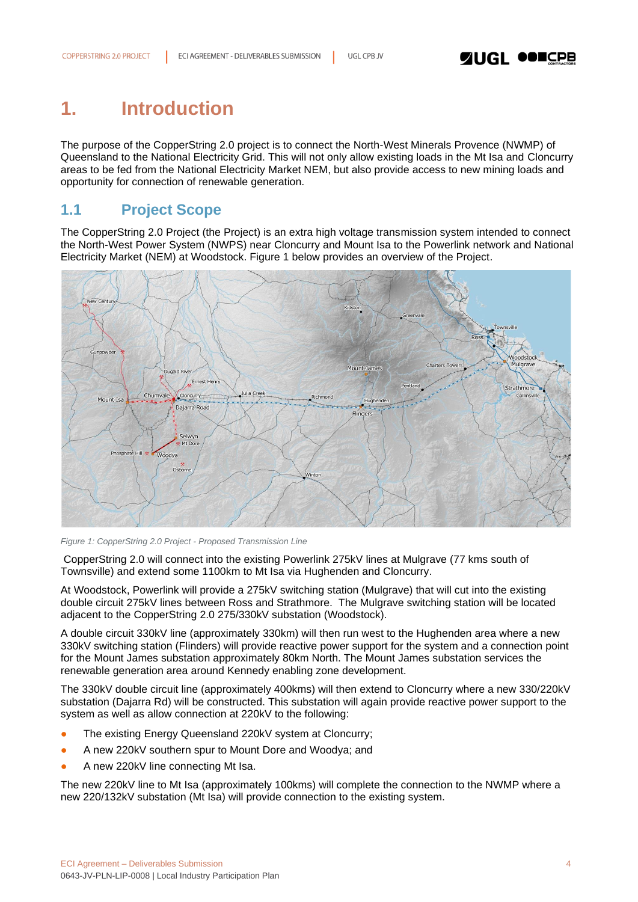// 1. Introduction

The purpose of the CopperString 2.0 project is to connect the North-West Minerals Provence (NWMP) of Queensland to the National Electricity Grid. This will not only allow existing loads in the Mt Isa and Cloncurry areas to be fed from the National Electricity Market NEM, but also provide access to new mining loads and opportunity for connection of renewable generation.

## 1.1 Project Scope

The CopperString 2.0 Project (the Project) is an extra high voltage transmission system intended to connect the North-West Power System (NWPS) near Cloncurry and Mount Isa to the Powerlink network and National Electricity Market (NEM) at Woodstock. Figure 1 below provides an overview of the Project.

*Figure 1: CopperString 2.0 Project - Proposed Transmission Line*

CopperString 2.0 will connect into the existing Powerlink 275kV lines at Mulgrave (77 kms south of Townsville) and extend some 1100km to Mt Isa via Hughenden and Cloncurry.

At Woodstock, Powerlink will provide a 275kV switching station (Mulgrave) that will cut into the existing double circuit 275kV lines between Ross and Strathmore. The Mulgrave switching station will be located adjacent to the CopperString 2.0 275/330kV substation (Woodstock).

A double circuit 330kV line (approximately 330km) will then run west to the Hughenden area where a new 330kV switching station (Flinders) will provide reactive power support for the system and a connection point for the Mount James substation approximately 80km North. The Mount James substation services the renewable generation area around Kennedy enabling zone development.

The 330kV double circuit line (approximately 400kms) will then extend to Cloncurry where a new 330/220kV substation (Dajarra Rd) will be constructed. This substation will again provide reactive power support to the system as well as allow connection at 220kV to the following:

- The existing Energy Queensland 220kV system at Cloncurry;
- A new 220kV southern spur to Mount Dore and Woodya; and
- A new 220kV line connecting Mt Isa.

The new 220kV line to Mt Isa (approximately 100kms) will complete the connection to the NWMP where a new 220/132kV substation (Mt Isa) will provide connection to the existing system.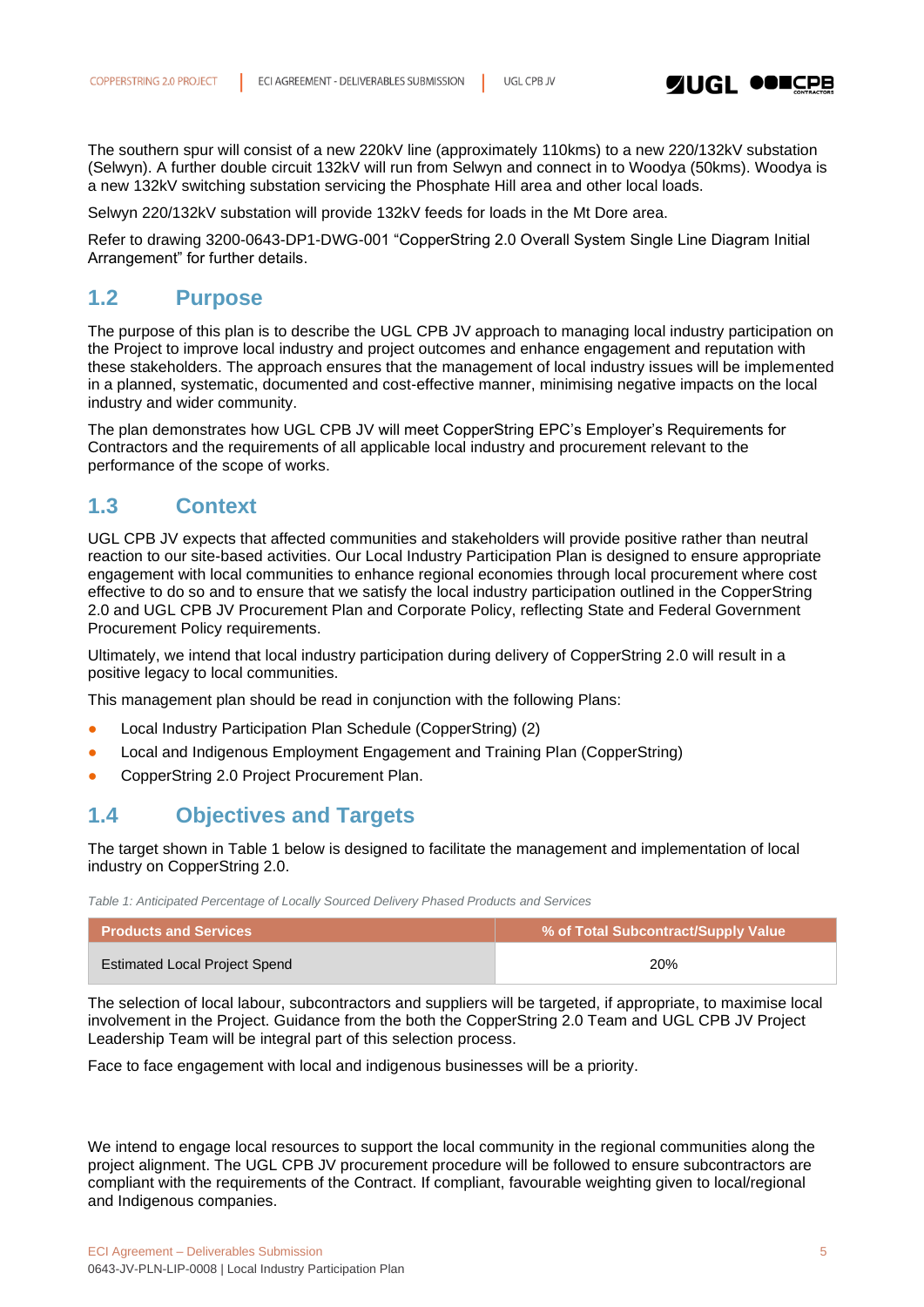The southern spur will consist of a new 220kV line (approximately 110kms) to a new 220/132kV substation (Selwyn). A further double circuit 132kV will run from Selwyn and connect in to Woodya (50kms). Woodya is a new 132kV switching substation servicing the Phosphate Hill area and other local loads.

Selwyn 220/132kV substation will provide 132kV feeds for loads in the Mt Dore area.

Refer to drawing 3200-0643-DP1-DWG-001 "CopperString 2.0 Overall System Single Line Diagram Initial Arrangement" for further details.

## 1.2 Purpose

The purpose of this plan is to describe the UGL CPB JV approach to managing local industry participation on the Project to improve local industry and project outcomes and enhance engagement and reputation with these stakeholders. The approach ensures that the management of local industry issues will be implemented in a planned, systematic, documented and cost-effective manner, minimising negative impacts on the local industry and wider community.

The plan demonstrates how UGL CPB JV will meet CopperString EPC's Employer's Requirements for Contractors and the requirements of all applicable local industry and procurement relevant to the performance of the scope of works.

## 1.3 Context

UGL CPB JV expects that affected communities and stakeholders will provide positive rather than neutral reaction to our site-based activities. Our Local Industry Participation Plan is designed to ensure appropriate engagement with local communities to enhance regional economies through local procurement where cost effective to do so and to ensure that we satisfy the local industry participation outlined in the CopperString 2.0 and UGL CPB JV Procurement Plan and Corporate Policy, reflecting State and Federal Government Procurement Policy requirements.

Ultimately, we intend that local industry participation during delivery of CopperString 2.0 will result in a positive legacy to local communities.

This management plan should be read in conjunction with the following Plans:

- Local Industry Participation Plan Schedule (CopperString) (2)
- Local and Indigenous Employment Engagement and Training Plan (CopperString)
- CopperString 2.0 Project Procurement Plan.

## 1.4 Objectives and Targets

The target shown in Table 1 below is designed to facilitate the management and implementation of local industry on CopperString 2.0.

*Table 1: Anticipated Percentage of Locally Sourced Delivery Phased Products and Services*

| Products and Services | % of Total Subcontract/Supply Value |
|---|---|
| Estimated Local Project Spend | 20% |

The selection of local labour, subcontractors and suppliers will be targeted, if appropriate, to maximise local involvement in the Project. Guidance from the both the CopperString 2.0 Team and UGL CPB JV Project Leadership Team will be integral part of this selection process.

Face to face engagement with local and indigenous businesses will be a priority.

We intend to engage local resources to support the local community in the regional communities along the project alignment. The UGL CPB JV procurement procedure will be followed to ensure subcontractors are compliant with the requirements of the Contract. If compliant, favourable weighting given to local/regional and Indigenous companies.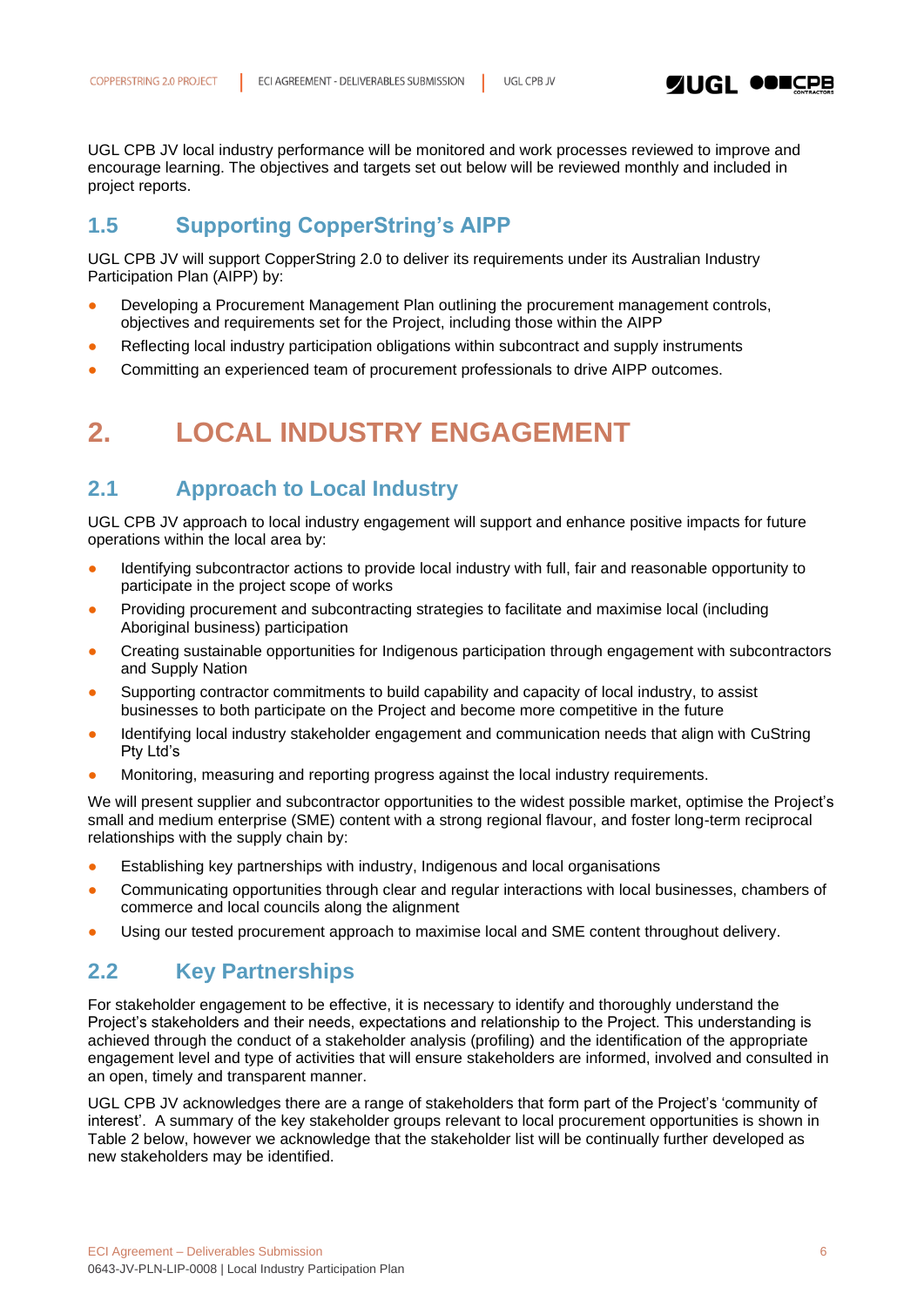UGL CPB JV local industry performance will be monitored and work processes reviewed to improve and encourage learning. The objectives and targets set out below will be reviewed monthly and included in project reports.

## 1.5 Supporting CopperString's AIPP

UGL CPB JV will support CopperString 2.0 to deliver its requirements under its Australian Industry Participation Plan (AIPP) by:

- Developing a Procurement Management Plan outlining the procurement management controls, objectives and requirements set for the Project, including those within the AIPP
- Reflecting local industry participation obligations within subcontract and supply instruments
- Committing an experienced team of procurement professionals to drive AIPP outcomes.

# 2. LOCAL INDUSTRY ENGAGEMENT

## 2.1 Approach to Local Industry

UGL CPB JV approach to local industry engagement will support and enhance positive impacts for future operations within the local area by:

- Identifying subcontractor actions to provide local industry with full, fair and reasonable opportunity to participate in the project scope of works
- Providing procurement and subcontracting strategies to facilitate and maximise local (including Aboriginal business) participation
- Creating sustainable opportunities for Indigenous participation through engagement with subcontractors and Supply Nation
- Supporting contractor commitments to build capability and capacity of local industry, to assist businesses to both participate on the Project and become more competitive in the future
- Identifying local industry stakeholder engagement and communication needs that align with CuString Pty Ltd's
- Monitoring, measuring and reporting progress against the local industry requirements.

We will present supplier and subcontractor opportunities to the widest possible market, optimise the Project's small and medium enterprise (SME) content with a strong regional flavour, and foster long-term reciprocal relationships with the supply chain by:

- Establishing key partnerships with industry, Indigenous and local organisations
- Communicating opportunities through clear and regular interactions with local businesses, chambers of commerce and local councils along the alignment
- Using our tested procurement approach to maximise local and SME content throughout delivery.

## 2.2 Key Partnerships

For stakeholder engagement to be effective, it is necessary to identify and thoroughly understand the Project's stakeholders and their needs, expectations and relationship to the Project. This understanding is achieved through the conduct of a stakeholder analysis (profiling) and the identification of the appropriate engagement level and type of activities that will ensure stakeholders are informed, involved and consulted in an open, timely and transparent manner.

UGL CPB JV acknowledges there are a range of stakeholders that form part of the Project's 'community of interest'. A summary of the key stakeholder groups relevant to local procurement opportunities is shown in Table 2 below, however we acknowledge that the stakeholder list will be continually further developed as new stakeholders may be identified.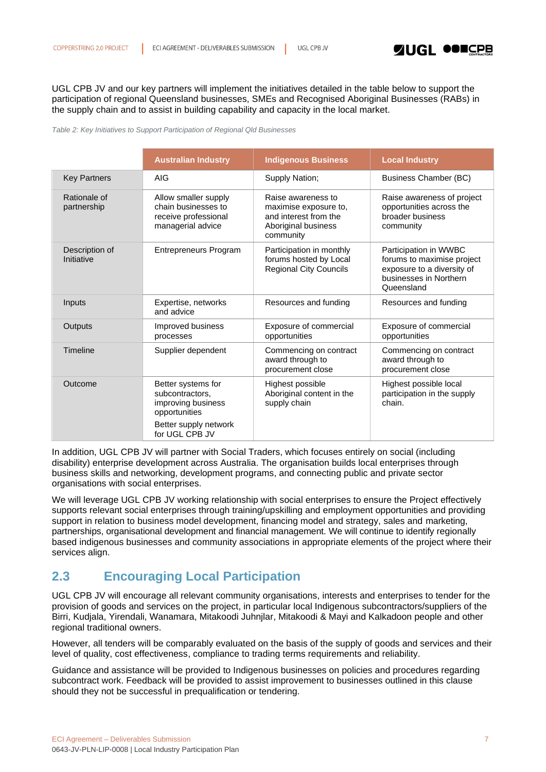UGL CPB JV and our key partners will implement the initiatives detailed in the table below to support the participation of regional Queensland businesses, SMEs and Recognised Aboriginal Businesses (RABs) in the supply chain and to assist in building capability and capacity in the local market.

*Table 2: Key Initiatives to Support Participation of Regional Qld Businesses*

| | Australian Industry | Indigenous Business | Local Industry |
|---|---|---|---|
| Key Partners | AIG | Supply Nation; | Business Chamber (BC) |
| Rationale of partnership | Allow smaller supply chain businesses to receive professional managerial advice | Raise awareness to maximise exposure to, and interest from the Aboriginal business community | Raise awareness of project opportunities across the broader business community |
| Description of Initiative | Entrepreneurs Program | Participation in monthly forums hosted by Local Regional City Councils | Participation in WWBC forums to maximise project exposure to a diversity of businesses in Northern Queensland |
| Inputs | Expertise, networks and advice | Resources and funding | Resources and funding |
| Outputs | Improved business processes | Exposure of commercial opportunities | Exposure of commercial opportunities |
| Timeline | Supplier dependent | Commencing on contract award through to procurement close | Commencing on contract award through to procurement close |
| Outcome | Better systems for subcontractors, improving business opportunities<br><br>Better supply network for UGL CPB JV | Highest possible Aboriginal content in the supply chain | Highest possible local participation in the supply chain. |

In addition, UGL CPB JV will partner with Social Traders, which focuses entirely on social (including disability) enterprise development across Australia. The organisation builds local enterprises through business skills and networking, development programs, and connecting public and private sector organisations with social enterprises.

We will leverage UGL CPB JV working relationship with social enterprises to ensure the Project effectively supports relevant social enterprises through training/upskilling and employment opportunities and providing support in relation to business model development, financing model and strategy, sales and marketing, partnerships, organisational development and financial management. We will continue to identify regionally based indigenous businesses and community associations in appropriate elements of the project where their services align.

## 2.3 Encouraging Local Participation

UGL CPB JV will encourage all relevant community organisations, interests and enterprises to tender for the provision of goods and services on the project, in particular local Indigenous subcontractors/suppliers of the Birri, Kudjala, Yirendali, Wanamara, Mitakoodi Juhnjlar, Mitakoodi & Mayi and Kalkadoon people and other regional traditional owners.

However, all tenders will be comparably evaluated on the basis of the supply of goods and services and their level of quality, cost effectiveness, compliance to trading terms requirements and reliability.

Guidance and assistance will be provided to Indigenous businesses on policies and procedures regarding subcontract work. Feedback will be provided to assist improvement to businesses outlined in this clause should they not be successful in prequalification or tendering.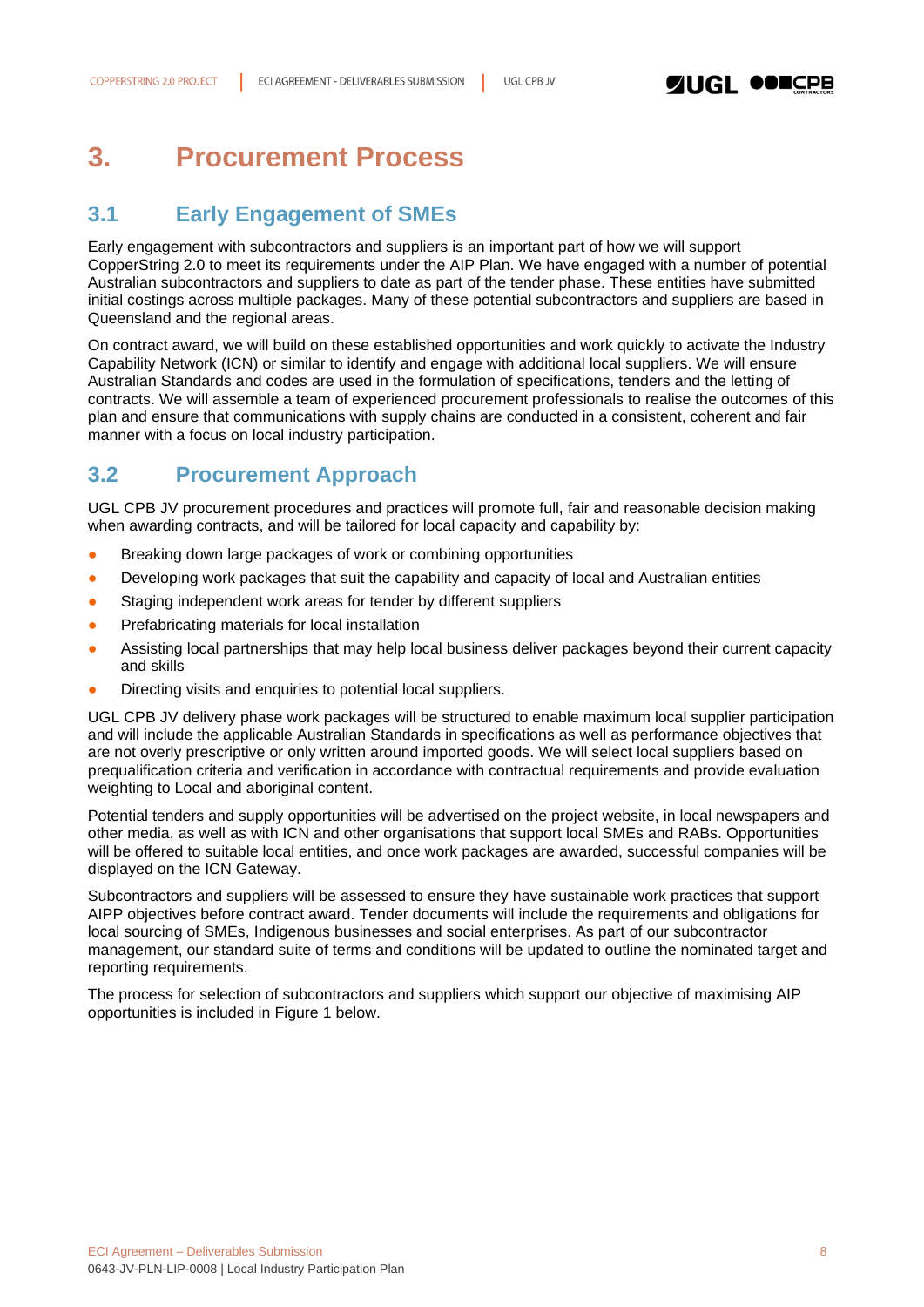# 3. Procurement Process

## 3.1 Early Engagement of SMEs

Early engagement with subcontractors and suppliers is an important part of how we will support CopperString 2.0 to meet its requirements under the AIP Plan. We have engaged with a number of potential Australian subcontractors and suppliers to date as part of the tender phase. These entities have submitted initial costings across multiple packages. Many of these potential subcontractors and suppliers are based in Queensland and the regional areas.

On contract award, we will build on these established opportunities and work quickly to activate the Industry Capability Network (ICN) or similar to identify and engage with additional local suppliers. We will ensure Australian Standards and codes are used in the formulation of specifications, tenders and the letting of contracts. We will assemble a team of experienced procurement professionals to realise the outcomes of this plan and ensure that communications with supply chains are conducted in a consistent, coherent and fair manner with a focus on local industry participation.

## 3.2 Procurement Approach

UGL CPB JV procurement procedures and practices will promote full, fair and reasonable decision making when awarding contracts, and will be tailored for local capacity and capability by:

- Breaking down large packages of work or combining opportunities
- Developing work packages that suit the capability and capacity of local and Australian entities
- Staging independent work areas for tender by different suppliers
- Prefabricating materials for local installation
- Assisting local partnerships that may help local business deliver packages beyond their current capacity and skills
- Directing visits and enquiries to potential local suppliers.

UGL CPB JV delivery phase work packages will be structured to enable maximum local supplier participation and will include the applicable Australian Standards in specifications as well as performance objectives that are not overly prescriptive or only written around imported goods. We will select local suppliers based on prequalification criteria and verification in accordance with contractual requirements and provide evaluation weighting to Local and aboriginal content.

Potential tenders and supply opportunities will be advertised on the project website, in local newspapers and other media, as well as with ICN and other organisations that support local SMEs and RABs. Opportunities will be offered to suitable local entities, and once work packages are awarded, successful companies will be displayed on the ICN Gateway.

Subcontractors and suppliers will be assessed to ensure they have sustainable work practices that support AIPP objectives before contract award. Tender documents will include the requirements and obligations for local sourcing of SMEs, Indigenous businesses and social enterprises. As part of our subcontractor management, our standard suite of terms and conditions will be updated to outline the nominated target and reporting requirements.

The process for selection of subcontractors and suppliers which support our objective of maximising AIP opportunities is included in Figure 1 below.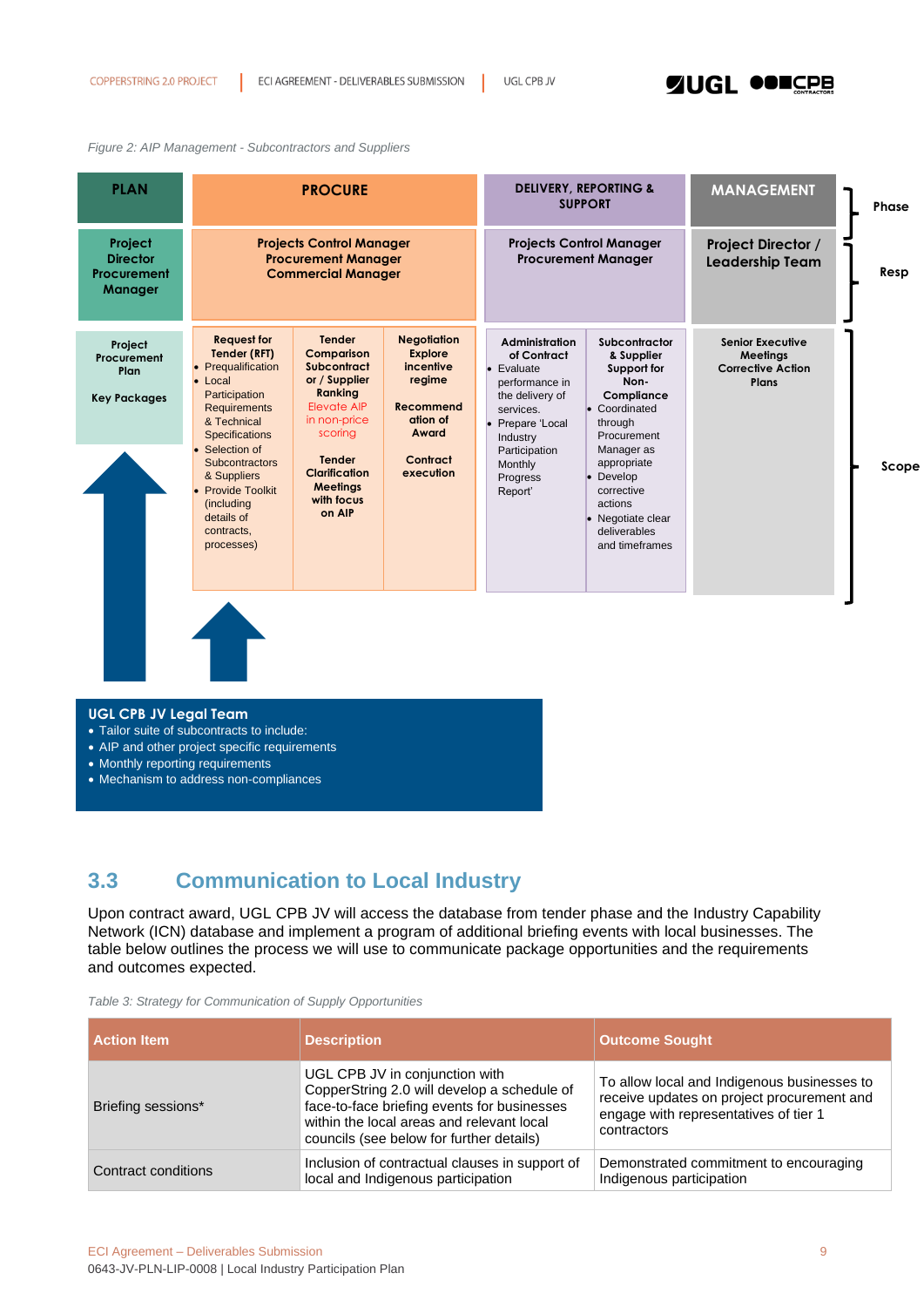*Figure 2: AIP Management - Subcontractors and Suppliers*

| | PLAN | PROCURE | | | DELIVERY, REPORTING & SUPPORT | | MANAGEMENT |
|---|---|---|---|---|---|---|---|
| **Phase** | PLAN | PROCURE | | | DELIVERY, REPORTING & SUPPORT | | MANAGEMENT |
| **Resp** | Project Director Procurement Manager | Projects Control Manager Procurement Manager Commercial Manager | | | Projects Control Manager Procurement Manager | | Project Director / Leadership Team |
| **Scope** | Project Procurement Plan<br><br>Key Packages | **Request for Tender (RFT)**<br>• Prequalification<br>• Local Participation Requirements & Technical Specifications<br>• Selection of Subcontractors & Suppliers<br>• Provide Toolkit (including details of contracts, processes) | **Tender Comparison Subcontract or / Supplier Ranking**<br>Elevate AIP in non-price scoring<br><br>**Tender Clarification Meetings with focus on AIP** | **Negotiation Explore incentive regime**<br><br>**Recommendation of Award**<br><br>**Contract execution** | **Administration of Contract**<br>• Evaluate performance in the delivery of services.<br>• Prepare 'Local Industry Participation Monthly Progress Report' | **Subcontractor & Supplier Support for Non-Compliance**<br>• Coordinated through Procurement Manager as appropriate<br>• Develop corrective actions<br>• Negotiate clear deliverables and timeframes | **Senior Executive Meetings Corrective Action Plans** |

**UGL CPB JV Legal Team**

- Tailor suite of subcontracts to include:
- AIP and other project specific requirements
- Monthly reporting requirements
- Mechanism to address non-compliances

## 3.3 Communication to Local Industry

Upon contract award, UGL CPB JV will access the database from tender phase and the Industry Capability Network (ICN) database and implement a program of additional briefing events with local businesses. The table below outlines the process we will use to communicate package opportunities and the requirements and outcomes expected.

*Table 3: Strategy for Communication of Supply Opportunities*

| Action Item | Description | Outcome Sought |
|---|---|---|
| Briefing sessions* | UGL CPB JV in conjunction with CopperString 2.0 will develop a schedule of face-to-face briefing events for businesses within the local areas and relevant local councils (see below for further details) | To allow local and Indigenous businesses to receive updates on project procurement and engage with representatives of tier 1 contractors |
| Contract conditions | Inclusion of contractual clauses in support of local and Indigenous participation | Demonstrated commitment to encouraging Indigenous participation |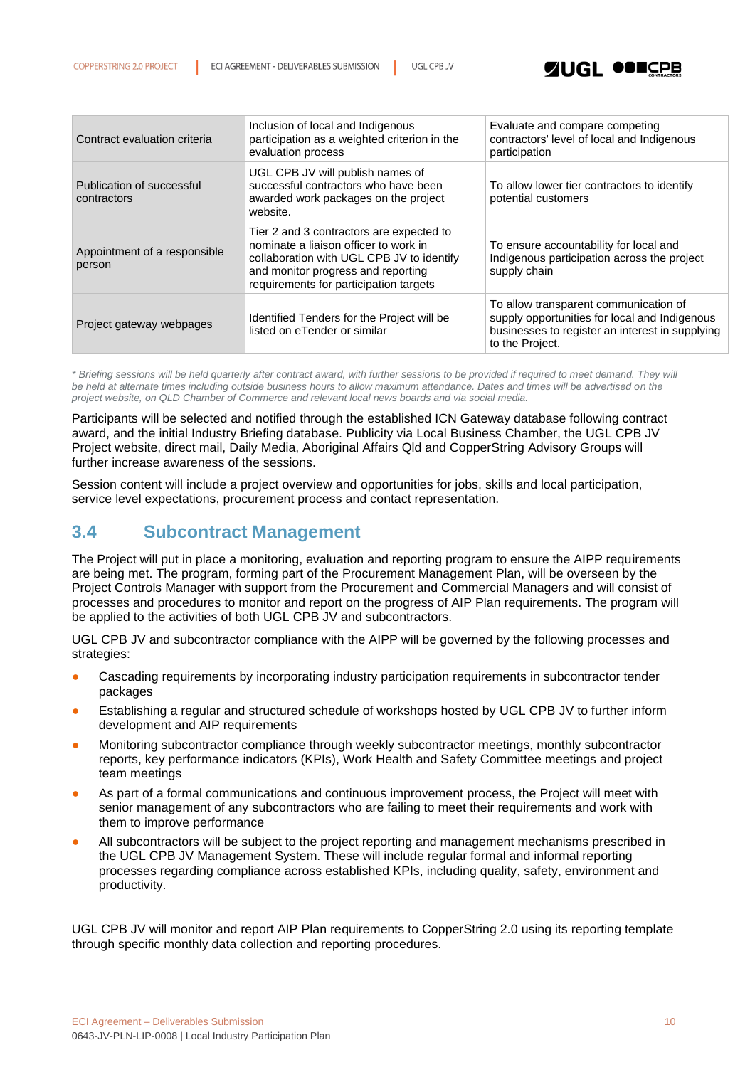| | | |
|---|---|---|
| Contract evaluation criteria | Inclusion of local and Indigenous participation as a weighted criterion in the evaluation process | Evaluate and compare competing contractors' level of local and Indigenous participation |
| Publication of successful contractors | UGL CPB JV will publish names of successful contractors who have been awarded work packages on the project website. | To allow lower tier contractors to identify potential customers |
| Appointment of a responsible person | Tier 2 and 3 contractors are expected to nominate a liaison officer to work in collaboration with UGL CPB JV to identify and monitor progress and reporting requirements for participation targets | To ensure accountability for local and Indigenous participation across the project supply chain |
| Project gateway webpages | Identified Tenders for the Project will be listed on eTender or similar | To allow transparent communication of supply opportunities for local and Indigenous businesses to register an interest in supplying to the Project. |

*\* Briefing sessions will be held quarterly after contract award, with further sessions to be provided if required to meet demand. They will be held at alternate times including outside business hours to allow maximum attendance. Dates and times will be advertised on the project website, on QLD Chamber of Commerce and relevant local news boards and via social media.*

Participants will be selected and notified through the established ICN Gateway database following contract award, and the initial Industry Briefing database. Publicity via Local Business Chamber, the UGL CPB JV Project website, direct mail, Daily Media, Aboriginal Affairs Qld and CopperString Advisory Groups will further increase awareness of the sessions.

Session content will include a project overview and opportunities for jobs, skills and local participation, service level expectations, procurement process and contact representation.

## 3.4 Subcontract Management

The Project will put in place a monitoring, evaluation and reporting program to ensure the AIPP requirements are being met. The program, forming part of the Procurement Management Plan, will be overseen by the Project Controls Manager with support from the Procurement and Commercial Managers and will consist of processes and procedures to monitor and report on the progress of AIP Plan requirements. The program will be applied to the activities of both UGL CPB JV and subcontractors.

UGL CPB JV and subcontractor compliance with the AIPP will be governed by the following processes and strategies:

- Cascading requirements by incorporating industry participation requirements in subcontractor tender packages
- Establishing a regular and structured schedule of workshops hosted by UGL CPB JV to further inform development and AIP requirements
- Monitoring subcontractor compliance through weekly subcontractor meetings, monthly subcontractor reports, key performance indicators (KPIs), Work Health and Safety Committee meetings and project team meetings
- As part of a formal communications and continuous improvement process, the Project will meet with senior management of any subcontractors who are failing to meet their requirements and work with them to improve performance
- All subcontractors will be subject to the project reporting and management mechanisms prescribed in the UGL CPB JV Management System. These will include regular formal and informal reporting processes regarding compliance across established KPIs, including quality, safety, environment and productivity.

UGL CPB JV will monitor and report AIP Plan requirements to CopperString 2.0 using its reporting template through specific monthly data collection and reporting procedures.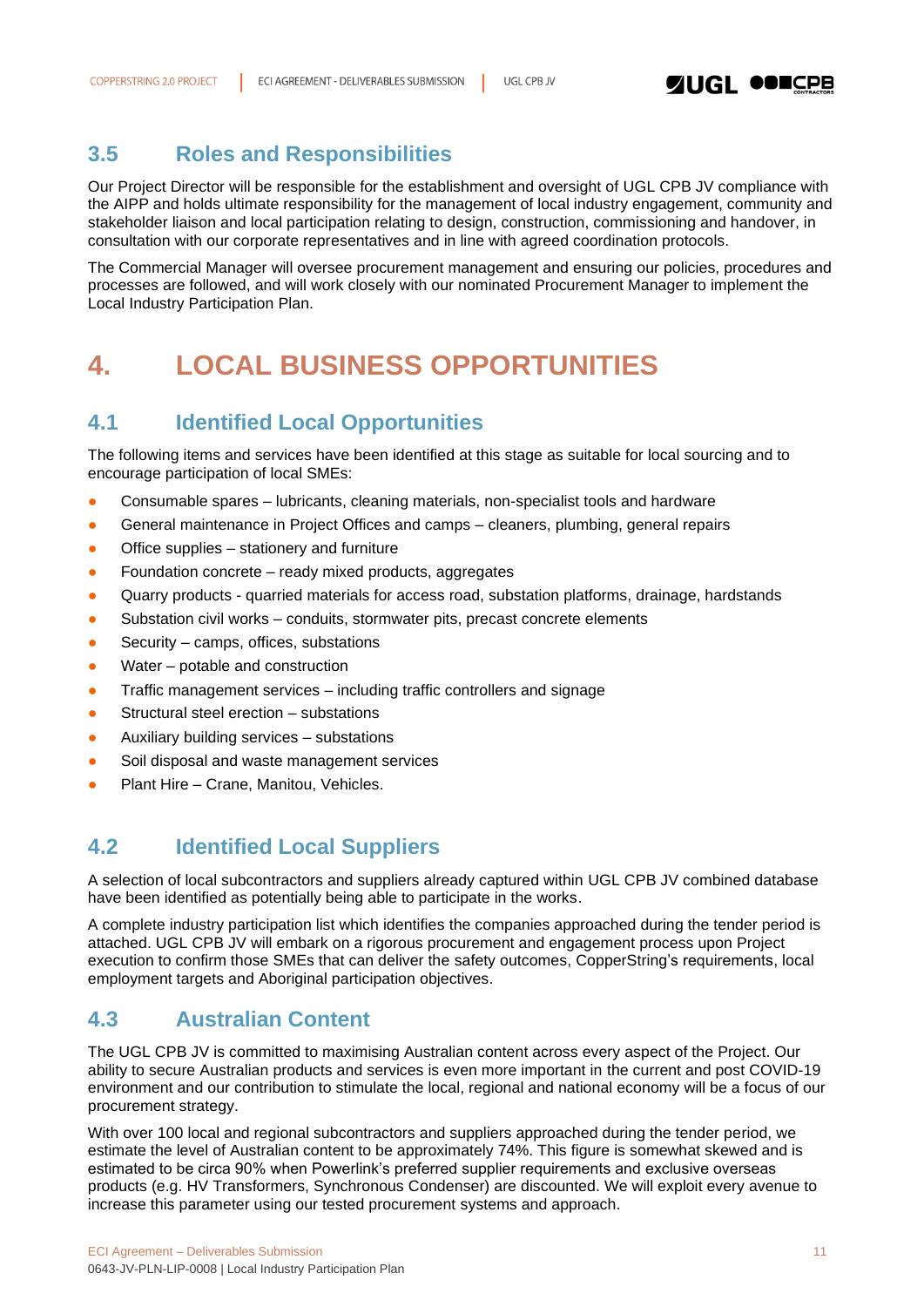## 3.5 Roles and Responsibilities

Our Project Director will be responsible for the establishment and oversight of UGL CPB JV compliance with the AIPP and holds ultimate responsibility for the management of local industry engagement, community and stakeholder liaison and local participation relating to design, construction, commissioning and handover, in consultation with our corporate representatives and in line with agreed coordination protocols.

The Commercial Manager will oversee procurement management and ensuring our policies, procedures and processes are followed, and will work closely with our nominated Procurement Manager to implement the Local Industry Participation Plan.

# 4. LOCAL BUSINESS OPPORTUNITIES

## 4.1 Identified Local Opportunities

The following items and services have been identified at this stage as suitable for local sourcing and to encourage participation of local SMEs:

- Consumable spares – lubricants, cleaning materials, non-specialist tools and hardware
- General maintenance in Project Offices and camps – cleaners, plumbing, general repairs
- Office supplies – stationery and furniture
- Foundation concrete – ready mixed products, aggregates
- Quarry products - quarried materials for access road, substation platforms, drainage, hardstands
- Substation civil works – conduits, stormwater pits, precast concrete elements
- Security – camps, offices, substations
- Water – potable and construction
- Traffic management services – including traffic controllers and signage
- Structural steel erection – substations
- Auxiliary building services – substations
- Soil disposal and waste management services
- Plant Hire – Crane, Manitou, Vehicles.

## 4.2 Identified Local Suppliers

A selection of local subcontractors and suppliers already captured within UGL CPB JV combined database have been identified as potentially being able to participate in the works.

A complete industry participation list which identifies the companies approached during the tender period is attached. UGL CPB JV will embark on a rigorous procurement and engagement process upon Project execution to confirm those SMEs that can deliver the safety outcomes, CopperString's requirements, local employment targets and Aboriginal participation objectives.

## 4.3 Australian Content

The UGL CPB JV is committed to maximising Australian content across every aspect of the Project. Our ability to secure Australian products and services is even more important in the current and post COVID-19 environment and our contribution to stimulate the local, regional and national economy will be a focus of our procurement strategy.

With over 100 local and regional subcontractors and suppliers approached during the tender period, we estimate the level of Australian content to be approximately 74%. This figure is somewhat skewed and is estimated to be circa 90% when Powerlink's preferred supplier requirements and exclusive overseas products (e.g. HV Transformers, Synchronous Condenser) are discounted. We will exploit every avenue to increase this parameter using our tested procurement systems and approach.